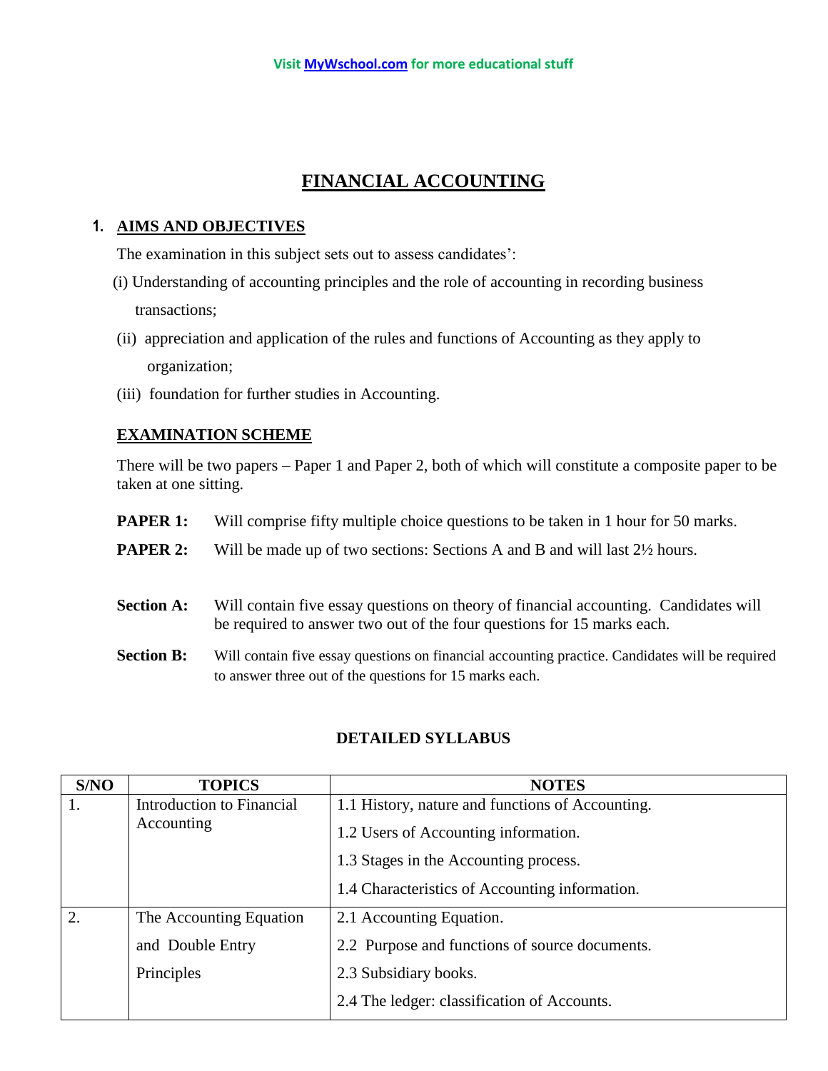# FINANCIAL ACCOUNTING

## 1. AIMS AND OBJECTIVES

The examination in this subject sets out to assess candidates':

(i) Understanding of accounting principles and the role of accounting in recording business transactions;

(ii) appreciation and application of the rules and functions of Accounting as they apply to organization;

(iii) foundation for further studies in Accounting.

## EXAMINATION SCHEME

There will be two papers – Paper 1 and Paper 2, both of which will constitute a composite paper to be taken at one sitting.

**PAPER 1:** Will comprise fifty multiple choice questions to be taken in 1 hour for 50 marks.

**PAPER 2:** Will be made up of two sections: Sections A and B and will last 2½ hours.

**Section A:** Will contain five essay questions on theory of financial accounting. Candidates will be required to answer two out of the four questions for 15 marks each.

**Section B:** Will contain five essay questions on financial accounting practice. Candidates will be required to answer three out of the questions for 15 marks each.

### DETAILED SYLLABUS

| S/NO | TOPICS | NOTES |
|---|---|---|
| 1. | Introduction to Financial Accounting | 1.1 History, nature and functions of Accounting.<br>1.2 Users of Accounting information.<br>1.3 Stages in the Accounting process.<br>1.4 Characteristics of Accounting information. |
| 2. | The Accounting Equation and Double Entry Principles | 2.1 Accounting Equation.<br>2.2 Purpose and functions of source documents.<br>2.3 Subsidiary books.<br>2.4 The ledger: classification of Accounts. |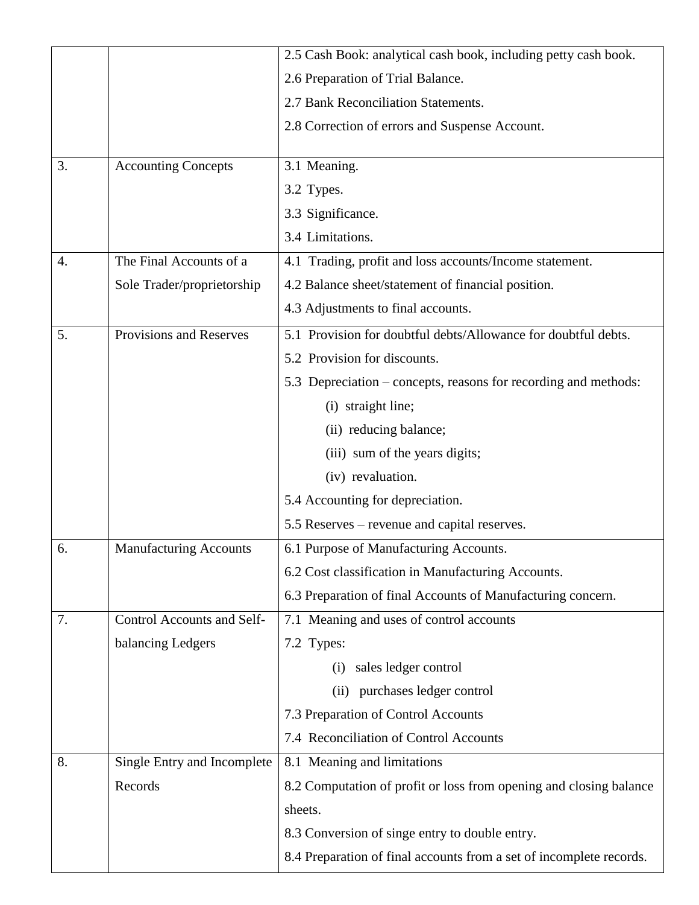| | | |
|---|---|---|
| | | 2.5 Cash Book: analytical cash book, including petty cash book.<br>2.6 Preparation of Trial Balance.<br>2.7 Bank Reconciliation Statements.<br>2.8 Correction of errors and Suspense Account. |
| 3. | Accounting Concepts | 3.1 Meaning.<br>3.2 Types.<br>3.3 Significance.<br>3.4 Limitations. |
| 4. | The Final Accounts of a Sole Trader/proprietorship | 4.1 Trading, profit and loss accounts/Income statement.<br>4.2 Balance sheet/statement of financial position.<br>4.3 Adjustments to final accounts. |
| 5. | Provisions and Reserves | 5.1 Provision for doubtful debts/Allowance for doubtful debts.<br>5.2 Provision for discounts.<br>5.3 Depreciation – concepts, reasons for recording and methods:<br>(i) straight line;<br>(ii) reducing balance;<br>(iii) sum of the years digits;<br>(iv) revaluation.<br>5.4 Accounting for depreciation.<br>5.5 Reserves – revenue and capital reserves. |
| 6. | Manufacturing Accounts | 6.1 Purpose of Manufacturing Accounts.<br>6.2 Cost classification in Manufacturing Accounts.<br>6.3 Preparation of final Accounts of Manufacturing concern. |
| 7. | Control Accounts and Self-balancing Ledgers | 7.1 Meaning and uses of control accounts<br>7.2 Types:<br>(i) sales ledger control<br>(ii) purchases ledger control<br>7.3 Preparation of Control Accounts<br>7.4 Reconciliation of Control Accounts |
| 8. | Single Entry and Incomplete Records | 8.1 Meaning and limitations<br>8.2 Computation of profit or loss from opening and closing balance sheets.<br>8.3 Conversion of singe entry to double entry.<br>8.4 Preparation of final accounts from a set of incomplete records. |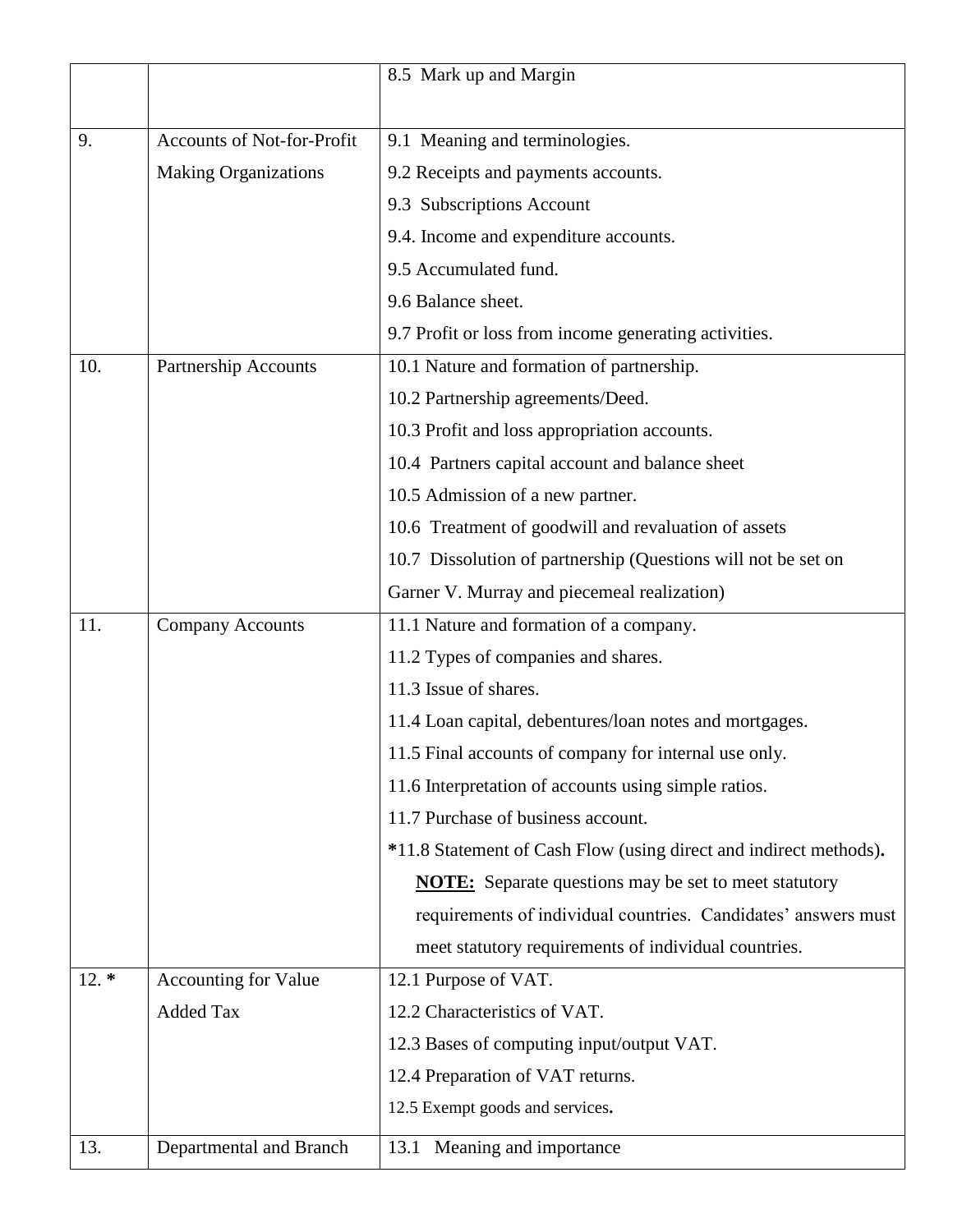| | | |
|---|---|---|
| | | 8.5 Mark up and Margin |
| 9. | Accounts of Not-for-Profit Making Organizations | 9.1 Meaning and terminologies.<br>9.2 Receipts and payments accounts.<br>9.3 Subscriptions Account<br>9.4. Income and expenditure accounts.<br>9.5 Accumulated fund.<br>9.6 Balance sheet.<br>9.7 Profit or loss from income generating activities. |
| 10. | Partnership Accounts | 10.1 Nature and formation of partnership.<br>10.2 Partnership agreements/Deed.<br>10.3 Profit and loss appropriation accounts.<br>10.4 Partners capital account and balance sheet<br>10.5 Admission of a new partner.<br>10.6 Treatment of goodwill and revaluation of assets<br>10.7 Dissolution of partnership (Questions will not be set on Garner V. Murray and piecemeal realization) |
| 11. | Company Accounts | 11.1 Nature and formation of a company.<br>11.2 Types of companies and shares.<br>11.3 Issue of shares.<br>11.4 Loan capital, debentures/loan notes and mortgages.<br>11.5 Final accounts of company for internal use only.<br>11.6 Interpretation of accounts using simple ratios.<br>11.7 Purchase of business account.<br>**\***11.8 Statement of Cash Flow (using direct and indirect methods)**.**<br>**<u>NOTE:</u>** Separate questions may be set to meet statutory requirements of individual countries. Candidates' answers must meet statutory requirements of individual countries. |
| 12. **\*** | Accounting for Value Added Tax | 12.1 Purpose of VAT.<br>12.2 Characteristics of VAT.<br>12.3 Bases of computing input/output VAT.<br>12.4 Preparation of VAT returns.<br>12.5 Exempt goods and services**.** |
| 13. | Departmental and Branch | 13.1 Meaning and importance |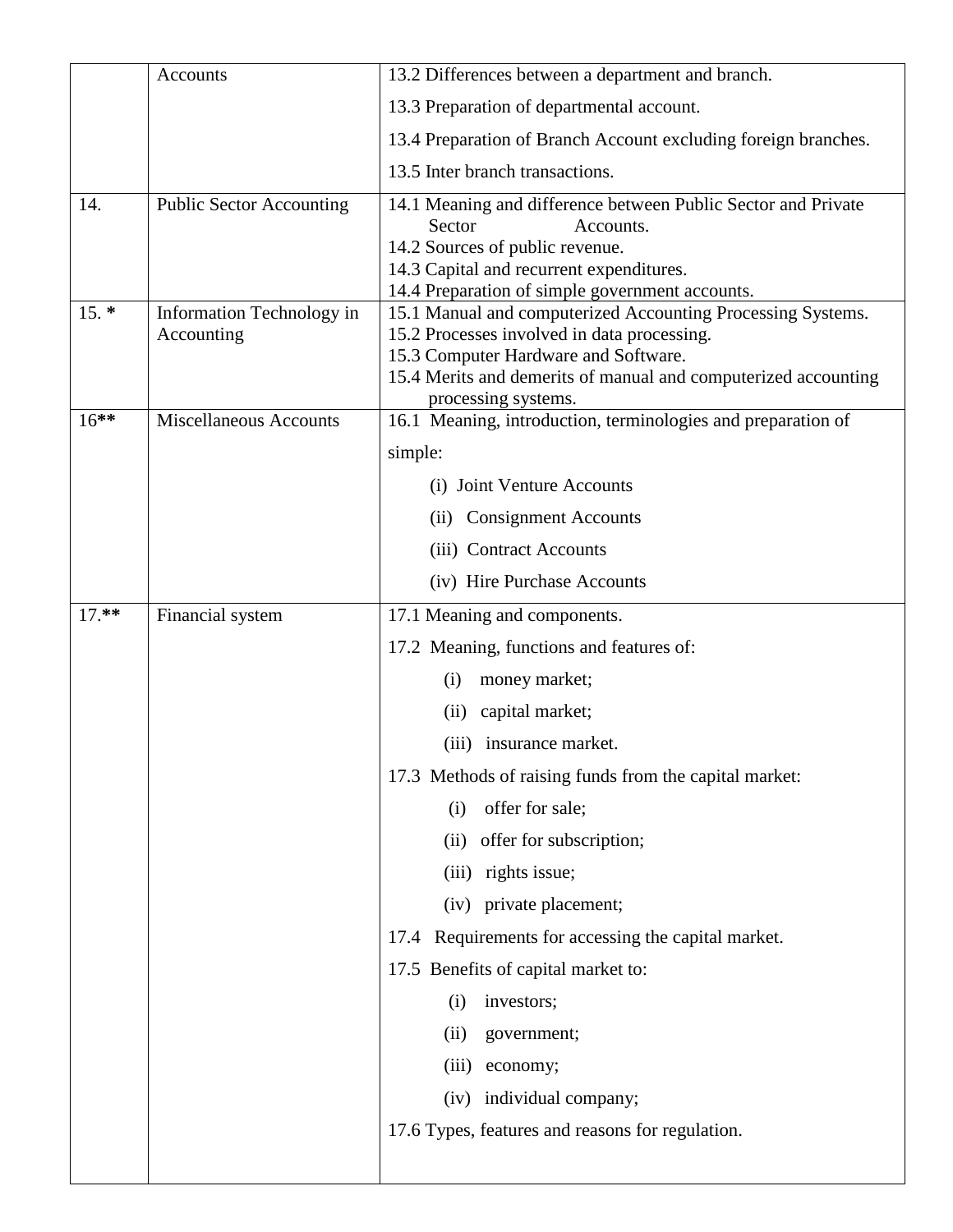| | | |
|---|---|---|
| | Accounts | 13.2 Differences between a department and branch.<br>13.3 Preparation of departmental account.<br>13.4 Preparation of Branch Account excluding foreign branches.<br>13.5 Inter branch transactions. |
| 14. | Public Sector Accounting | 14.1 Meaning and difference between Public Sector and Private Sector Accounts.<br>14.2 Sources of public revenue.<br>14.3 Capital and recurrent expenditures.<br>14.4 Preparation of simple government accounts. |
| 15. * | Information Technology in Accounting | 15.1 Manual and computerized Accounting Processing Systems.<br>15.2 Processes involved in data processing.<br>15.3 Computer Hardware and Software.<br>15.4 Merits and demerits of manual and computerized accounting processing systems. |
| 16** | Miscellaneous Accounts | 16.1 Meaning, introduction, terminologies and preparation of simple:<br>(i) Joint Venture Accounts<br>(ii) Consignment Accounts<br>(iii) Contract Accounts<br>(iv) Hire Purchase Accounts |
| 17.** | Financial system | 17.1 Meaning and components.<br>17.2 Meaning, functions and features of:<br>(i) money market;<br>(ii) capital market;<br>(iii) insurance market.<br>17.3 Methods of raising funds from the capital market:<br>(i) offer for sale;<br>(ii) offer for subscription;<br>(iii) rights issue;<br>(iv) private placement;<br>17.4 Requirements for accessing the capital market.<br>17.5 Benefits of capital market to:<br>(i) investors;<br>(ii) government;<br>(iii) economy;<br>(iv) individual company;<br>17.6 Types, features and reasons for regulation. |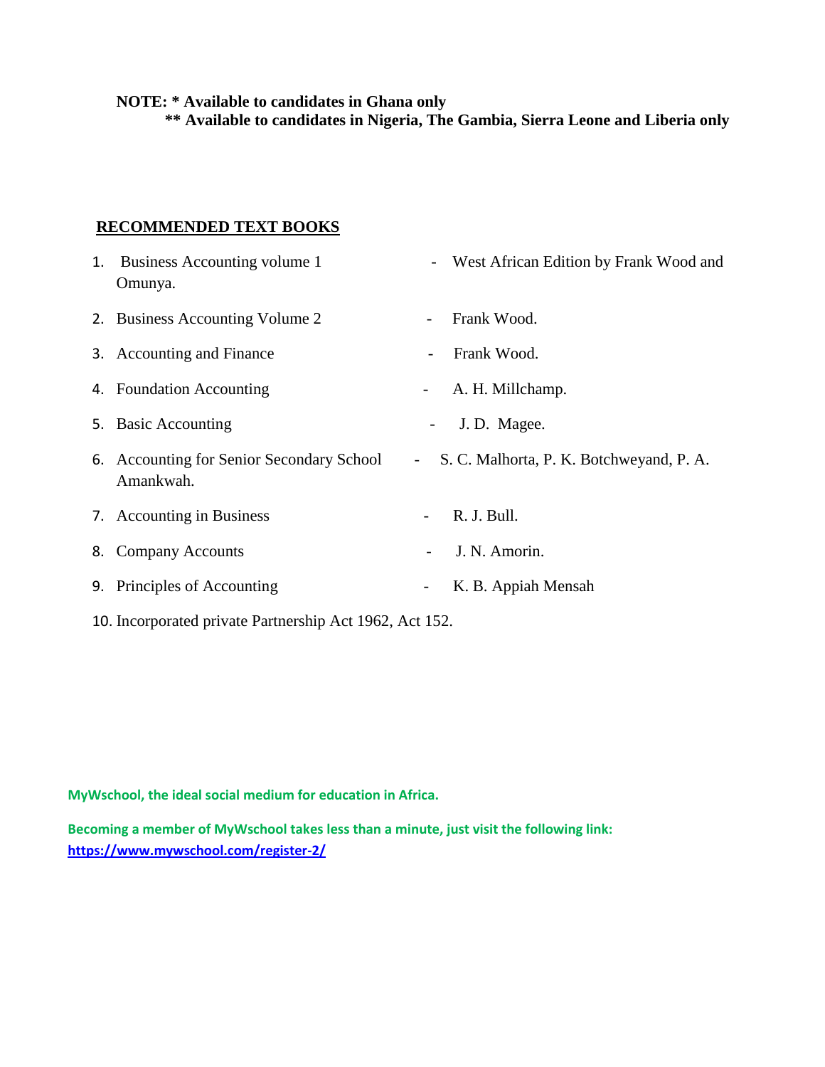**NOTE: * Available to candidates in Ghana only**
**\*\* Available to candidates in Nigeria, The Gambia, Sierra Leone and Liberia only**

## RECOMMENDED TEXT BOOKS

1. Business Accounting volume 1 - West African Edition by Frank Wood and Omunya.
2. Business Accounting Volume 2 - Frank Wood.
3. Accounting and Finance - Frank Wood.
4. Foundation Accounting - A. H. Millchamp.
5. Basic Accounting - J. D. Magee.
6. Accounting for Senior Secondary School - S. C. Malhorta, P. K. Botchweyand, P. A. Amankwah.
7. Accounting in Business - R. J. Bull.
8. Company Accounts - J. N. Amorin.
9. Principles of Accounting - K. B. Appiah Mensah
10. Incorporated private Partnership Act 1962, Act 152.

**MyWschool, the ideal social medium for education in Africa.**

**Becoming a member of MyWschool takes less than a minute, just visit the following link: https://www.mywschool.com/register-2/**